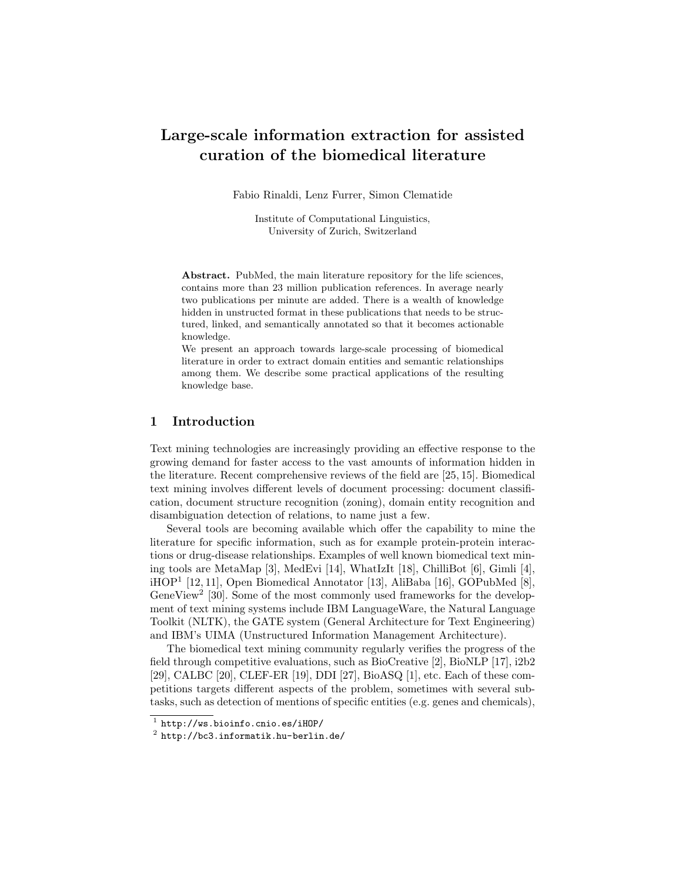# Large-scale information extraction for assisted curation of the biomedical literature

Fabio Rinaldi, Lenz Furrer, Simon Clematide

Institute of Computational Linguistics,
University of Zurich, Switzerland

**Abstract.** PubMed, the main literature repository for the life sciences, contains more than 23 million publication references. In average nearly two publications per minute are added. There is a wealth of knowledge hidden in unstructed format in these publications that needs to be structured, linked, and semantically annotated so that it becomes actionable knowledge.

We present an approach towards large-scale processing of biomedical literature in order to extract domain entities and semantic relationships among them. We describe some practical applications of the resulting knowledge base.

## 1 Introduction

Text mining technologies are increasingly providing an effective response to the growing demand for faster access to the vast amounts of information hidden in the literature. Recent comprehensive reviews of the field are [25, 15]. Biomedical text mining involves different levels of document processing: document classification, document structure recognition (zoning), domain entity recognition and disambiguation detection of relations, to name just a few.

Several tools are becoming available which offer the capability to mine the literature for specific information, such as for example protein-protein interactions or drug-disease relationships. Examples of well known biomedical text mining tools are MetaMap [3], MedEvi [14], WhatIzIt [18], ChilliBot [6], Gimli [4], iHOP[1] [12, 11], Open Biomedical Annotator [13], AliBaba [16], GOPubMed [8], GeneView[2] [30]. Some of the most commonly used frameworks for the development of text mining systems include IBM LanguageWare, the Natural Language Toolkit (NLTK), the GATE system (General Architecture for Text Engineering) and IBM's UIMA (Unstructured Information Management Architecture).

The biomedical text mining community regularly verifies the progress of the field through competitive evaluations, such as BioCreative [2], BioNLP [17], i2b2 [29], CALBC [20], CLEF-ER [19], DDI [27], BioASQ [1], etc. Each of these competitions targets different aspects of the problem, sometimes with several subtasks, such as detection of mentions of specific entities (e.g. genes and chemicals),

[1] http://ws.bioinfo.cnio.es/iHOP/

[2] http://bc3.informatik.hu-berlin.de/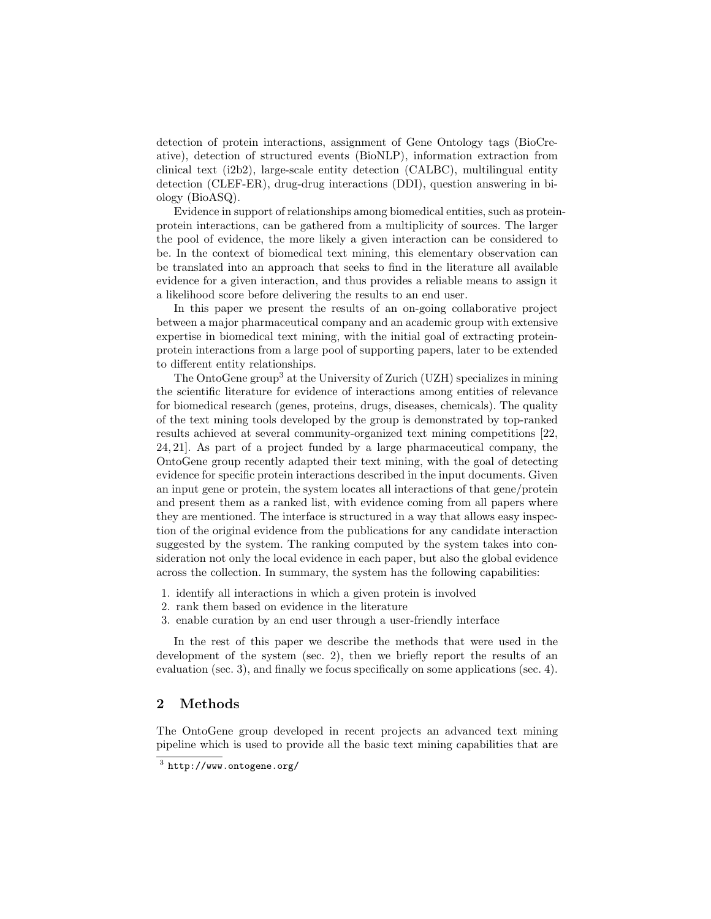detection of protein interactions, assignment of Gene Ontology tags (BioCreative), detection of structured events (BioNLP), information extraction from clinical text (i2b2), large-scale entity detection (CALBC), multilingual entity detection (CLEF-ER), drug-drug interactions (DDI), question answering in biology (BioASQ).

Evidence in support of relationships among biomedical entities, such as protein-protein interactions, can be gathered from a multiplicity of sources. The larger the pool of evidence, the more likely a given interaction can be considered to be. In the context of biomedical text mining, this elementary observation can be translated into an approach that seeks to find in the literature all available evidence for a given interaction, and thus provides a reliable means to assign it a likelihood score before delivering the results to an end user.

In this paper we present the results of an on-going collaborative project between a major pharmaceutical company and an academic group with extensive expertise in biomedical text mining, with the initial goal of extracting protein-protein interactions from a large pool of supporting papers, later to be extended to different entity relationships.

The OntoGene group[3] at the University of Zurich (UZH) specializes in mining the scientific literature for evidence of interactions among entities of relevance for biomedical research (genes, proteins, drugs, diseases, chemicals). The quality of the text mining tools developed by the group is demonstrated by top-ranked results achieved at several community-organized text mining competitions [22, 24, 21]. As part of a project funded by a large pharmaceutical company, the OntoGene group recently adapted their text mining, with the goal of detecting evidence for specific protein interactions described in the input documents. Given an input gene or protein, the system locates all interactions of that gene/protein and present them as a ranked list, with evidence coming from all papers where they are mentioned. The interface is structured in a way that allows easy inspection of the original evidence from the publications for any candidate interaction suggested by the system. The ranking computed by the system takes into consideration not only the local evidence in each paper, but also the global evidence across the collection. In summary, the system has the following capabilities:

1. identify all interactions in which a given protein is involved
2. rank them based on evidence in the literature
3. enable curation by an end user through a user-friendly interface

In the rest of this paper we describe the methods that were used in the development of the system (sec. 2), then we briefly report the results of an evaluation (sec. 3), and finally we focus specifically on some applications (sec. 4).

## 2 Methods

The OntoGene group developed in recent projects an advanced text mining pipeline which is used to provide all the basic text mining capabilities that are

[3] http://www.ontogene.org/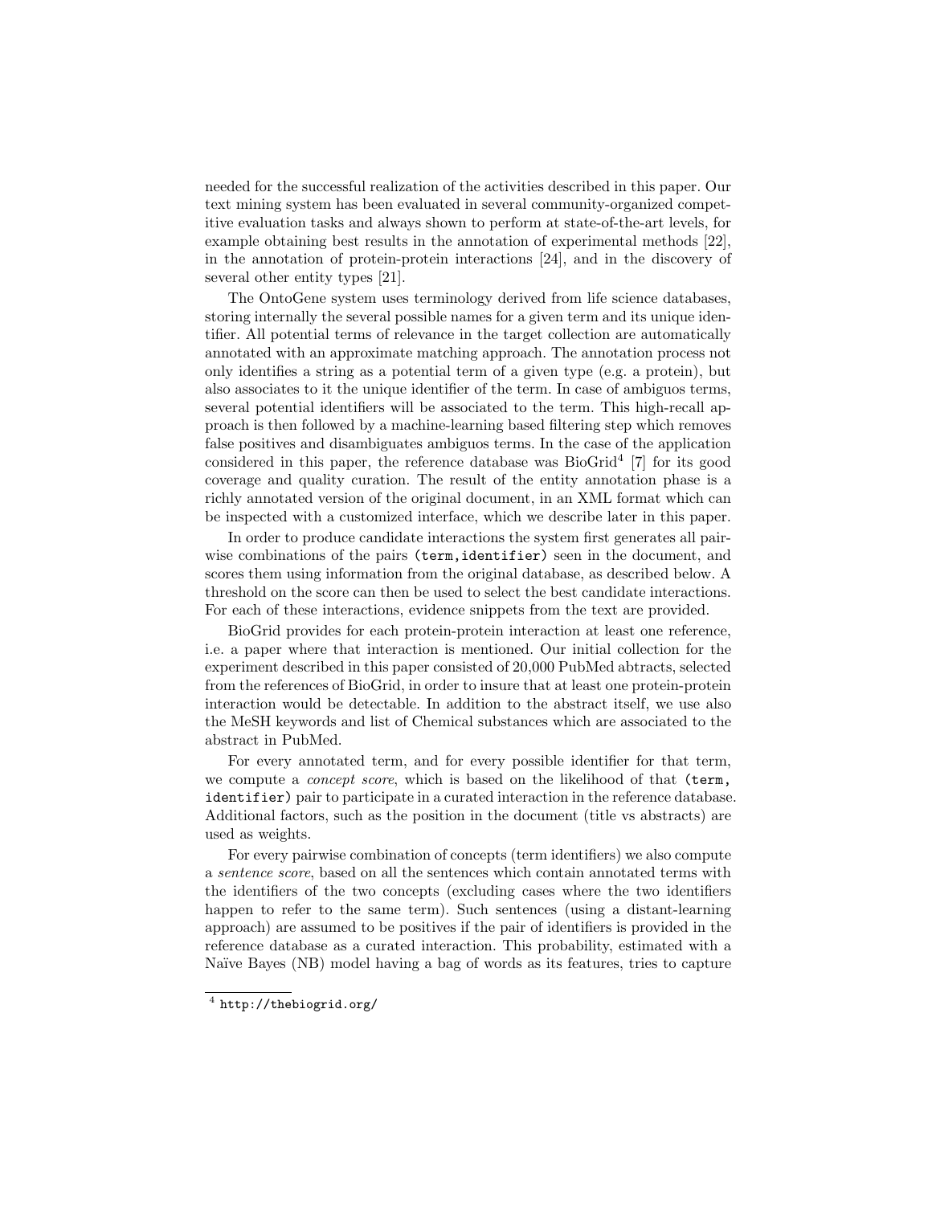needed for the successful realization of the activities described in this paper. Our text mining system has been evaluated in several community-organized competitive evaluation tasks and always shown to perform at state-of-the-art levels, for example obtaining best results in the annotation of experimental methods [22], in the annotation of protein-protein interactions [24], and in the discovery of several other entity types [21].

The OntoGene system uses terminology derived from life science databases, storing internally the several possible names for a given term and its unique identifier. All potential terms of relevance in the target collection are automatically annotated with an approximate matching approach. The annotation process not only identifies a string as a potential term of a given type (e.g. a protein), but also associates to it the unique identifier of the term. In case of ambiguos terms, several potential identifiers will be associated to the term. This high-recall approach is then followed by a machine-learning based filtering step which removes false positives and disambiguates ambiguos terms. In the case of the application considered in this paper, the reference database was BioGrid[4] [7] for its good coverage and quality curation. The result of the entity annotation phase is a richly annotated version of the original document, in an XML format which can be inspected with a customized interface, which we describe later in this paper.

In order to produce candidate interactions the system first generates all pairwise combinations of the pairs `(term,identifier)` seen in the document, and scores them using information from the original database, as described below. A threshold on the score can then be used to select the best candidate interactions. For each of these interactions, evidence snippets from the text are provided.

BioGrid provides for each protein-protein interaction at least one reference, i.e. a paper where that interaction is mentioned. Our initial collection for the experiment described in this paper consisted of 20,000 PubMed abtracts, selected from the references of BioGrid, in order to insure that at least one protein-protein interaction would be detectable. In addition to the abstract itself, we use also the MeSH keywords and list of Chemical substances which are associated to the abstract in PubMed.

For every annotated term, and for every possible identifier for that term, we compute a *concept score*, which is based on the likelihood of that `(term, identifier)` pair to participate in a curated interaction in the reference database. Additional factors, such as the position in the document (title vs abstracts) are used as weights.

For every pairwise combination of concepts (term identifiers) we also compute a *sentence score*, based on all the sentences which contain annotated terms with the identifiers of the two concepts (excluding cases where the two identifiers happen to refer to the same term). Such sentences (using a distant-learning approach) are assumed to be positives if the pair of identifiers is provided in the reference database as a curated interaction. This probability, estimated with a Naïve Bayes (NB) model having a bag of words as its features, tries to capture

[4] `http://thebiogrid.org/`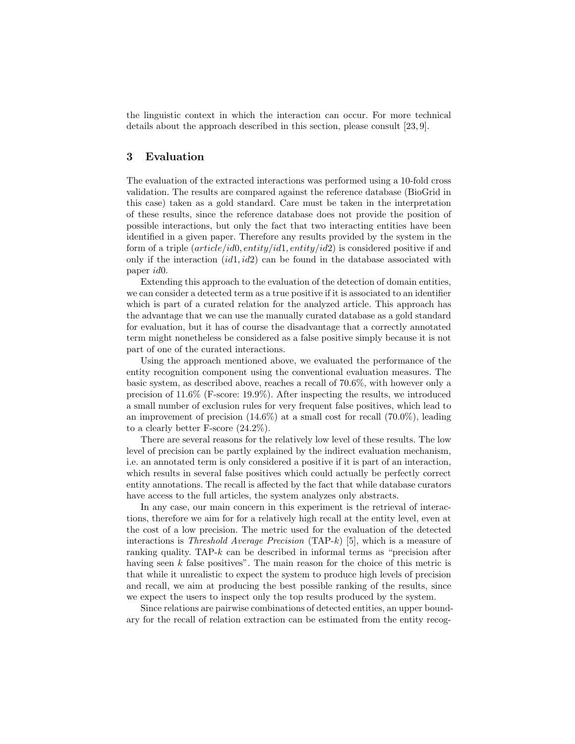the linguistic context in which the interaction can occur. For more technical details about the approach described in this section, please consult [23, 9].

## 3 Evaluation

The evaluation of the extracted interactions was performed using a 10-fold cross validation. The results are compared against the reference database (BioGrid in this case) taken as a gold standard. Care must be taken in the interpretation of these results, since the reference database does not provide the position of possible interactions, but only the fact that two interacting entities have been identified in a given paper. Therefore any results provided by the system in the form of a triple ($article/id0, entity/id1, entity/id2$) is considered positive if and only if the interaction ($id1, id2$) can be found in the database associated with paper $id0$.

Extending this approach to the evaluation of the detection of domain entities, we can consider a detected term as a true positive if it is associated to an identifier which is part of a curated relation for the analyzed article. This approach has the advantage that we can use the manually curated database as a gold standard for evaluation, but it has of course the disadvantage that a correctly annotated term might nonetheless be considered as a false positive simply because it is not part of one of the curated interactions.

Using the approach mentioned above, we evaluated the performance of the entity recognition component using the conventional evaluation measures. The basic system, as described above, reaches a recall of 70.6%, with however only a precision of 11.6% (F-score: 19.9%). After inspecting the results, we introduced a small number of exclusion rules for very frequent false positives, which lead to an improvement of precision (14.6%) at a small cost for recall (70.0%), leading to a clearly better F-score (24.2%).

There are several reasons for the relatively low level of these results. The low level of precision can be partly explained by the indirect evaluation mechanism, i.e. an annotated term is only considered a positive if it is part of an interaction, which results in several false positives which could actually be perfectly correct entity annotations. The recall is affected by the fact that while database curators have access to the full articles, the system analyzes only abstracts.

In any case, our main concern in this experiment is the retrieval of interactions, therefore we aim for for a relatively high recall at the entity level, even at the cost of a low precision. The metric used for the evaluation of the detected interactions is *Threshold Average Precision* (TAP-$k$) [5], which is a measure of ranking quality. TAP-$k$ can be described in informal terms as "precision after having seen $k$ false positives". The main reason for the choice of this metric is that while it unrealistic to expect the system to produce high levels of precision and recall, we aim at producing the best possible ranking of the results, since we expect the users to inspect only the top results produced by the system.

Since relations are pairwise combinations of detected entities, an upper boundary for the recall of relation extraction can be estimated from the entity recog-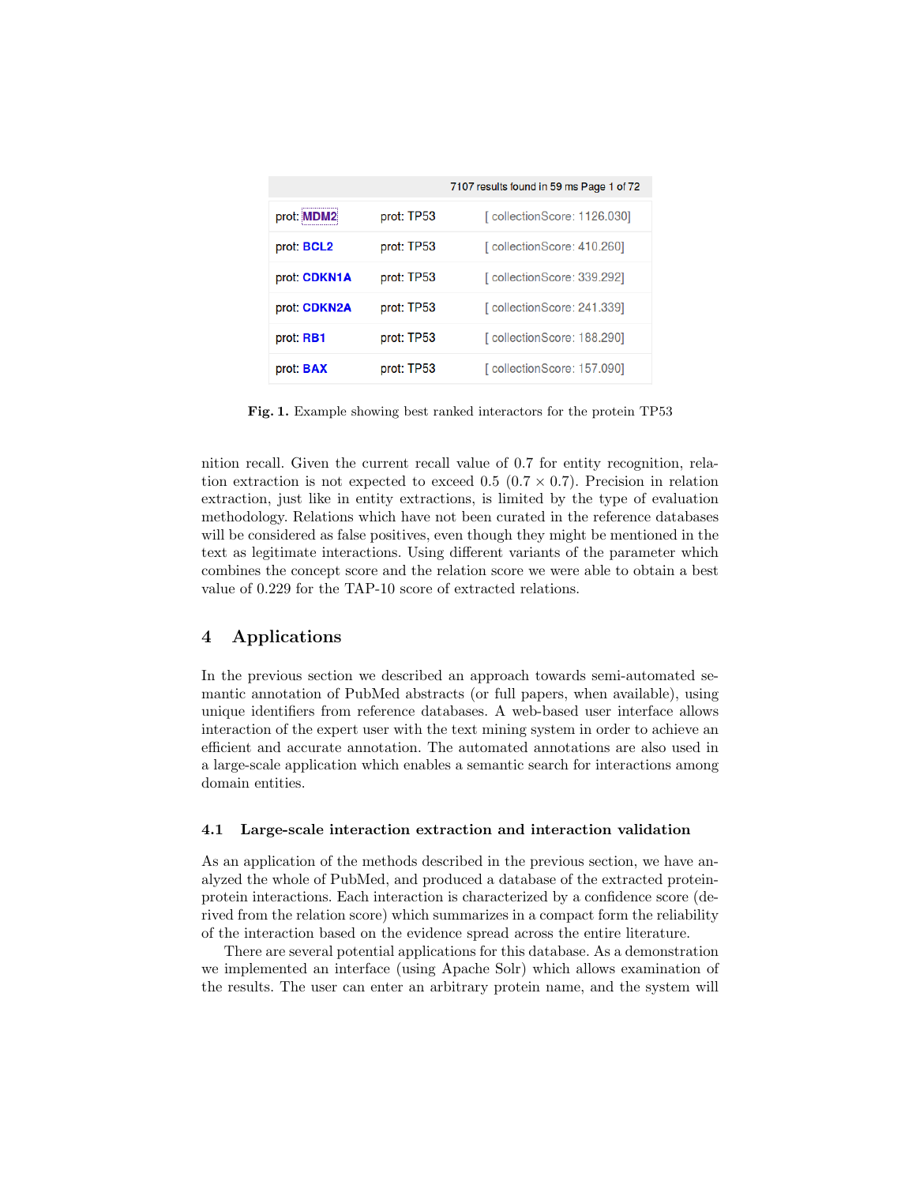| 7107 results found in 59 ms Page 1 of 72 | | |
|---|---|---|
| prot: MDM2 | prot: TP53 | [ collectionScore: 1126.030] |
| prot: BCL2 | prot: TP53 | [ collectionScore: 410.260] |
| prot: CDKN1A | prot: TP53 | [ collectionScore: 339.292] |
| prot: CDKN2A | prot: TP53 | [ collectionScore: 241.339] |
| prot: RB1 | prot: TP53 | [ collectionScore: 188.290] |
| prot: BAX | prot: TP53 | [ collectionScore: 157.090] |

**Fig. 1.** Example showing best ranked interactors for the protein TP53

nition recall. Given the current recall value of 0.7 for entity recognition, relation extraction is not expected to exceed 0.5 ($0.7 \times 0.7$). Precision in relation extraction, just like in entity extractions, is limited by the type of evaluation methodology. Relations which have not been curated in the reference databases will be considered as false positives, even though they might be mentioned in the text as legitimate interactions. Using different variants of the parameter which combines the concept score and the relation score we were able to obtain a best value of 0.229 for the TAP-10 score of extracted relations.

## 4 Applications

In the previous section we described an approach towards semi-automated semantic annotation of PubMed abstracts (or full papers, when available), using unique identifiers from reference databases. A web-based user interface allows interaction of the expert user with the text mining system in order to achieve an efficient and accurate annotation. The automated annotations are also used in a large-scale application which enables a semantic search for interactions among domain entities.

### 4.1 Large-scale interaction extraction and interaction validation

As an application of the methods described in the previous section, we have analyzed the whole of PubMed, and produced a database of the extracted protein-protein interactions. Each interaction is characterized by a confidence score (derived from the relation score) which summarizes in a compact form the reliability of the interaction based on the evidence spread across the entire literature.

There are several potential applications for this database. As a demonstration we implemented an interface (using Apache Solr) which allows examination of the results. The user can enter an arbitrary protein name, and the system will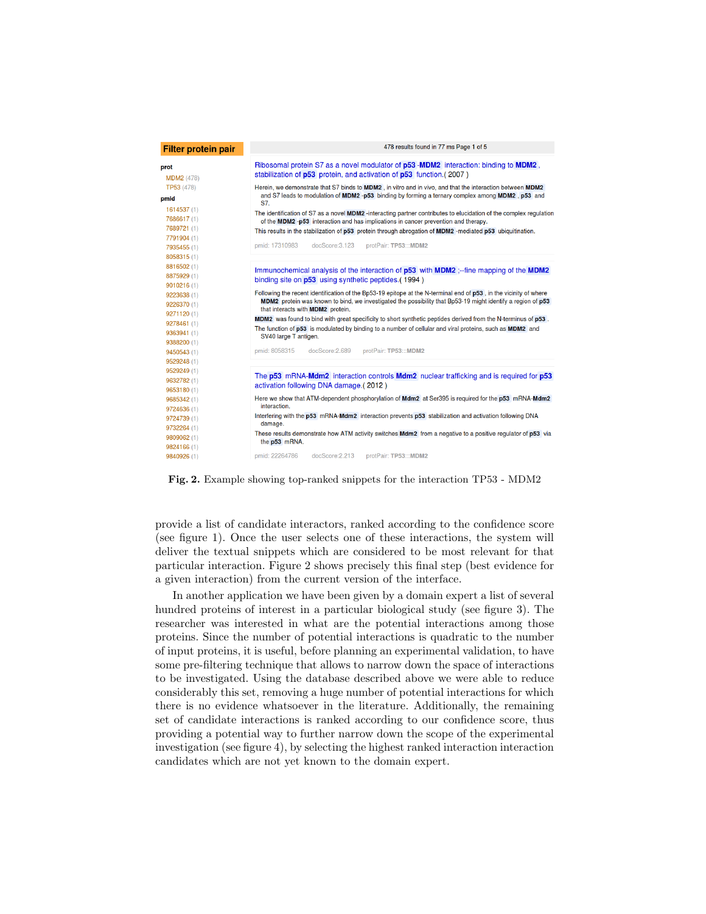**Fig. 2.** Example showing top-ranked snippets for the interaction TP53 - MDM2

provide a list of candidate interactors, ranked according to the confidence score (see figure 1). Once the user selects one of these interactions, the system will deliver the textual snippets which are considered to be most relevant for that particular interaction. Figure 2 shows precisely this final step (best evidence for a given interaction) from the current version of the interface.

In another application we have been given by a domain expert a list of several hundred proteins of interest in a particular biological study (see figure 3). The researcher was interested in what are the potential interactions among those proteins. Since the number of potential interactions is quadratic to the number of input proteins, it is useful, before planning an experimental validation, to have some pre-filtering technique that allows to narrow down the space of interactions to be investigated. Using the database described above we were able to reduce considerably this set, removing a huge number of potential interactions for which there is no evidence whatsoever in the literature. Additionally, the remaining set of candidate interactions is ranked according to our confidence score, thus providing a potential way to further narrow down the scope of the experimental investigation (see figure 4), by selecting the highest ranked interaction interaction candidates which are not yet known to the domain expert.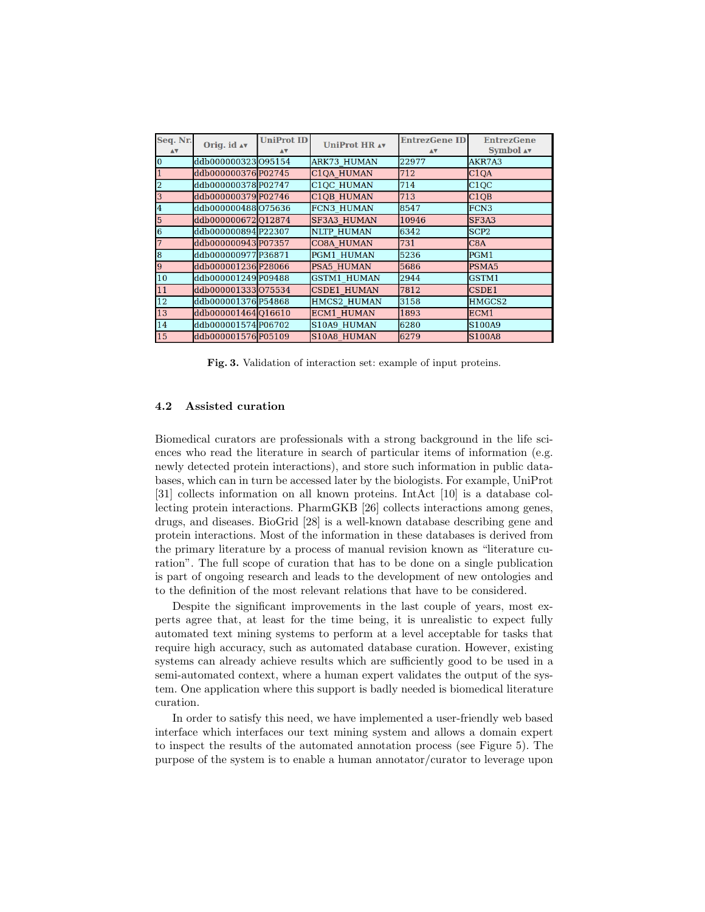| Seq. Nr. ▴▾ | Orig. id ▴▾ | UniProt ID ▴▾ | UniProt HR ▴▾ | EntrezGene ID ▴▾ | EntrezGene Symbol ▴▾ |
|---|---|---|---|---|---|
| 0 | ddb000000323 | O95154 | ARK73_HUMAN | 22977 | AKR7A3 |
| 1 | ddb000000376 | P02745 | C1QA_HUMAN | 712 | C1QA |
| 2 | ddb000000378 | P02747 | C1QC_HUMAN | 714 | C1QC |
| 3 | ddb000000379 | P02746 | C1QB_HUMAN | 713 | C1QB |
| 4 | ddb000000488 | O75636 | FCN3_HUMAN | 8547 | FCN3 |
| 5 | ddb000000672 | Q12874 | SF3A3_HUMAN | 10946 | SF3A3 |
| 6 | ddb000000894 | P22307 | NLTP_HUMAN | 6342 | SCP2 |
| 7 | ddb000000943 | P07357 | CO8A_HUMAN | 731 | C8A |
| 8 | ddb000000977 | P36871 | PGM1_HUMAN | 5236 | PGM1 |
| 9 | ddb000001236 | P28066 | PSA5_HUMAN | 5686 | PSMA5 |
| 10 | ddb000001249 | P09488 | GSTM1_HUMAN | 2944 | GSTM1 |
| 11 | ddb000001333 | O75534 | CSDE1_HUMAN | 7812 | CSDE1 |
| 12 | ddb000001376 | P54868 | HMCS2_HUMAN | 3158 | HMGCS2 |
| 13 | ddb000001464 | Q16610 | ECM1_HUMAN | 1893 | ECM1 |
| 14 | ddb000001574 | P06702 | S10A9_HUMAN | 6280 | S100A9 |
| 15 | ddb000001576 | P05109 | S10A8_HUMAN | 6279 | S100A8 |

**Fig. 3.** Validation of interaction set: example of input proteins.

### 4.2 Assisted curation

Biomedical curators are professionals with a strong background in the life sciences who read the literature in search of particular items of information (e.g. newly detected protein interactions), and store such information in public databases, which can in turn be accessed later by the biologists. For example, UniProt [31] collects information on all known proteins. IntAct [10] is a database collecting protein interactions. PharmGKB [26] collects interactions among genes, drugs, and diseases. BioGrid [28] is a well-known database describing gene and protein interactions. Most of the information in these databases is derived from the primary literature by a process of manual revision known as "literature curation". The full scope of curation that has to be done on a single publication is part of ongoing research and leads to the development of new ontologies and to the definition of the most relevant relations that have to be considered.

Despite the significant improvements in the last couple of years, most experts agree that, at least for the time being, it is unrealistic to expect fully automated text mining systems to perform at a level acceptable for tasks that require high accuracy, such as automated database curation. However, existing systems can already achieve results which are sufficiently good to be used in a semi-automated context, where a human expert validates the output of the system. One application where this support is badly needed is biomedical literature curation.

In order to satisfy this need, we have implemented a user-friendly web based interface which interfaces our text mining system and allows a domain expert to inspect the results of the automated annotation process (see Figure 5). The purpose of the system is to enable a human annotator/curator to leverage upon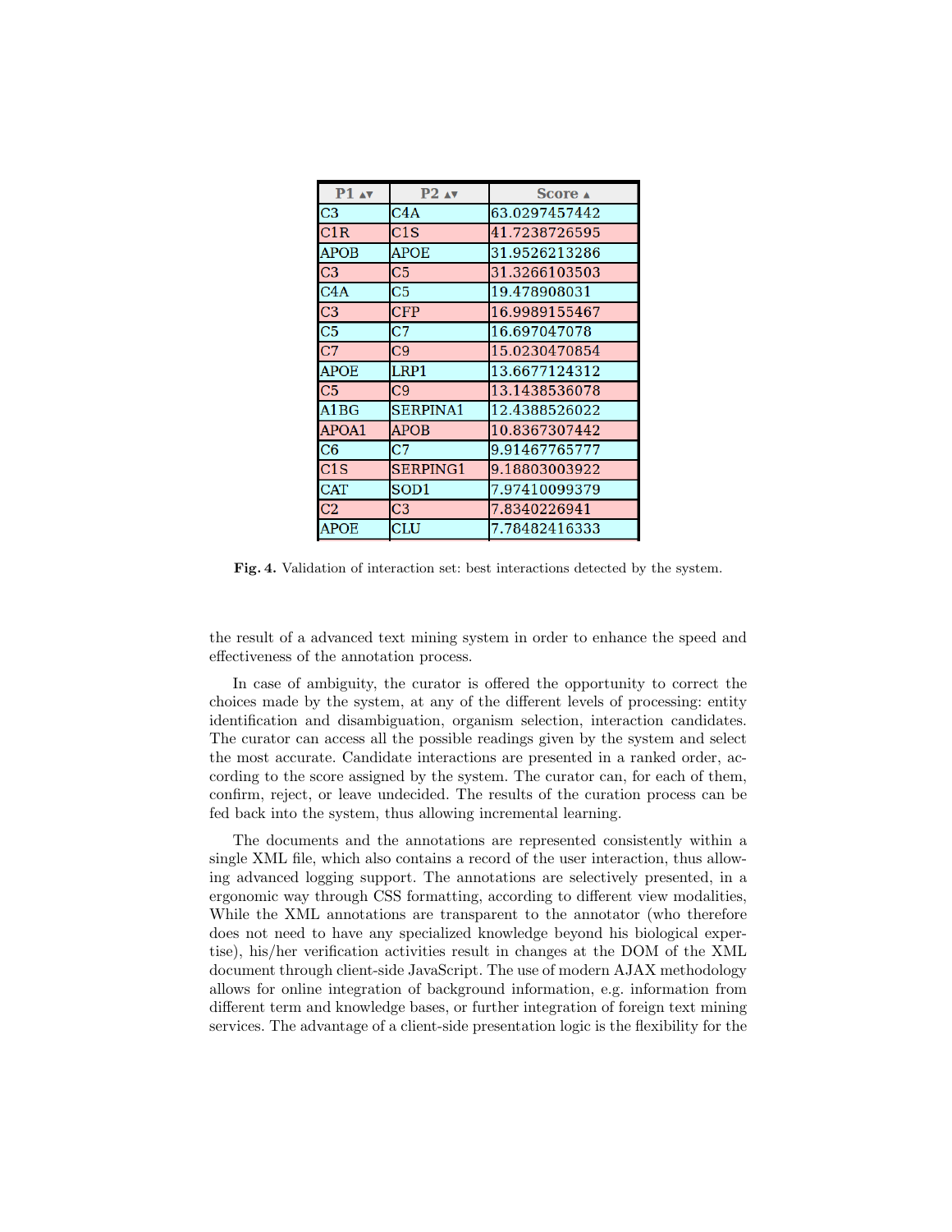| P1 ▴▾ | P2 ▴▾ | Score ▴ |
|---|---|---|
| C3 | C4A | 63.0297457442 |
| C1R | C1S | 41.7238726595 |
| APOB | APOE | 31.9526213286 |
| C3 | C5 | 31.3266103503 |
| C4A | C5 | 19.478908031 |
| C3 | CFP | 16.9989155467 |
| C5 | C7 | 16.697047078 |
| C7 | C9 | 15.0230470854 |
| APOE | LRP1 | 13.6677124312 |
| C5 | C9 | 13.1438536078 |
| A1BG | SERPINA1 | 12.4388526022 |
| APOA1 | APOB | 10.8367307442 |
| C6 | C7 | 9.91467765777 |
| C1S | SERPING1 | 9.18803003922 |
| CAT | SOD1 | 7.97410099379 |
| C2 | C3 | 7.8340226941 |
| APOE | CLU | 7.78482416333 |

**Fig. 4.** Validation of interaction set: best interactions detected by the system.

the result of a advanced text mining system in order to enhance the speed and effectiveness of the annotation process.

In case of ambiguity, the curator is offered the opportunity to correct the choices made by the system, at any of the different levels of processing: entity identification and disambiguation, organism selection, interaction candidates. The curator can access all the possible readings given by the system and select the most accurate. Candidate interactions are presented in a ranked order, according to the score assigned by the system. The curator can, for each of them, confirm, reject, or leave undecided. The results of the curation process can be fed back into the system, thus allowing incremental learning.

The documents and the annotations are represented consistently within a single XML file, which also contains a record of the user interaction, thus allowing advanced logging support. The annotations are selectively presented, in a ergonomic way through CSS formatting, according to different view modalities, While the XML annotations are transparent to the annotator (who therefore does not need to have any specialized knowledge beyond his biological expertise), his/her verification activities result in changes at the DOM of the XML document through client-side JavaScript. The use of modern AJAX methodology allows for online integration of background information, e.g. information from different term and knowledge bases, or further integration of foreign text mining services. The advantage of a client-side presentation logic is the flexibility for the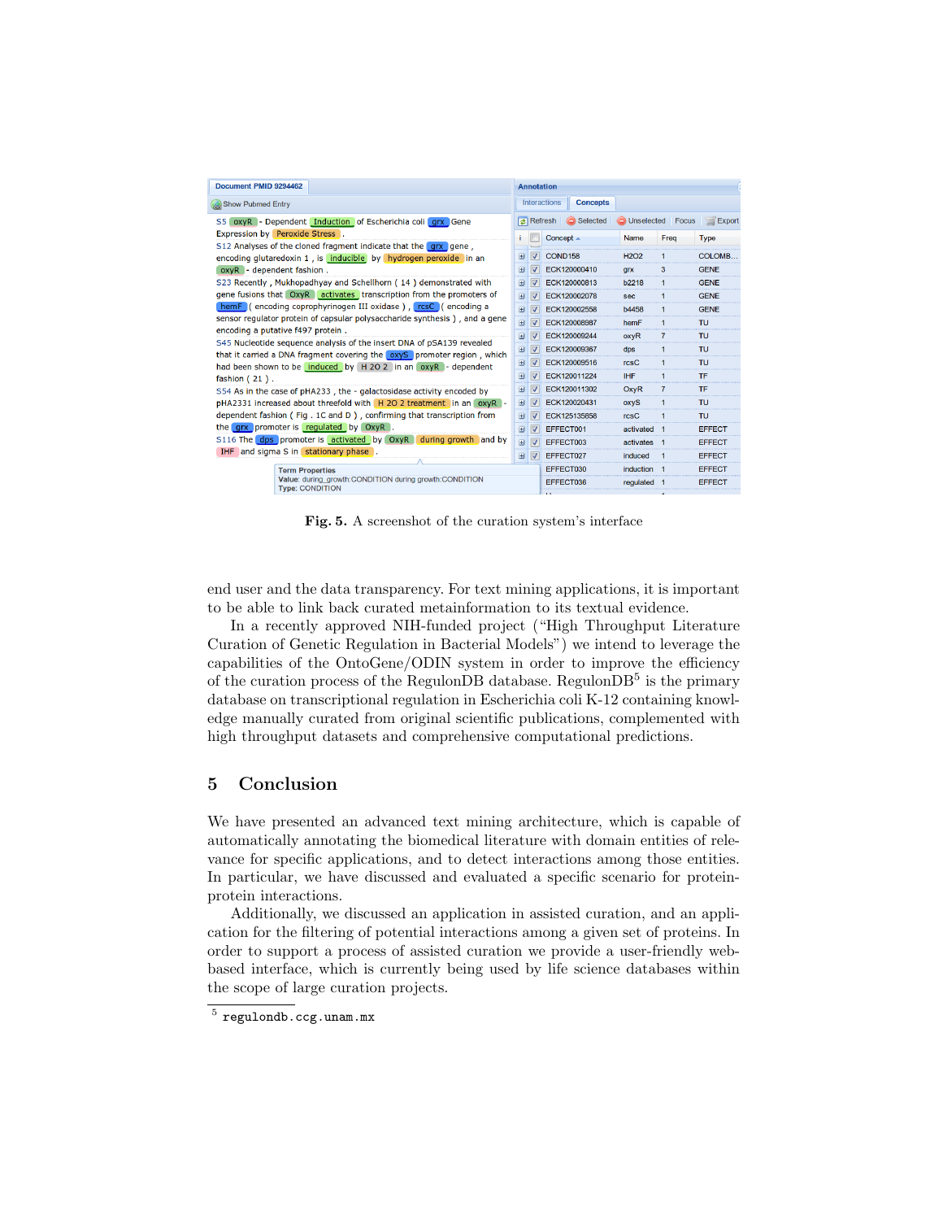**Fig. 5.** A screenshot of the curation system's interface

end user and the data transparency. For text mining applications, it is important to be able to link back curated metainformation to its textual evidence.

In a recently approved NIH-funded project ("High Throughput Literature Curation of Genetic Regulation in Bacterial Models") we intend to leverage the capabilities of the OntoGene/ODIN system in order to improve the efficiency of the curation process of the RegulonDB database. RegulonDB[5] is the primary database on transcriptional regulation in Escherichia coli K-12 containing knowledge manually curated from original scientific publications, complemented with high throughput datasets and comprehensive computational predictions.

## 5 Conclusion

We have presented an advanced text mining architecture, which is capable of automatically annotating the biomedical literature with domain entities of relevance for specific applications, and to detect interactions among those entities. In particular, we have discussed and evaluated a specific scenario for protein-protein interactions.

Additionally, we discussed an application in assisted curation, and an application for the filtering of potential interactions among a given set of proteins. In order to support a process of assisted curation we provide a user-friendly web-based interface, which is currently being used by life science databases within the scope of large curation projects.

[5] `regulondb.ccg.unam.mx`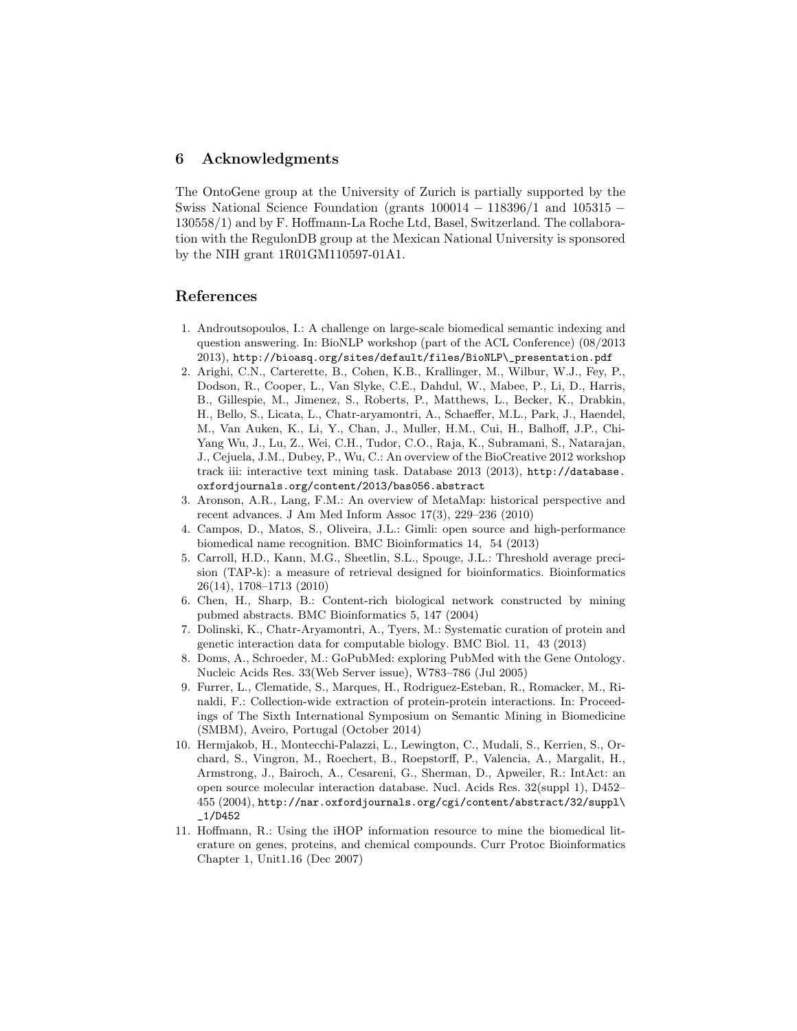## 6 Acknowledgments

The OntoGene group at the University of Zurich is partially supported by the Swiss National Science Foundation (grants $100014 - 118396/1$ and $105315 - 130558/1$) and by F. Hoffmann-La Roche Ltd, Basel, Switzerland. The collaboration with the RegulonDB group at the Mexican National University is sponsored by the NIH grant 1R01GM110597-01A1.

## References

1. Androutsopoulos, I.: A challenge on large-scale biomedical semantic indexing and question answering. In: BioNLP workshop (part of the ACL Conference) (08/2013 2013), http://bioasq.org/sites/default/files/BioNLP\_presentation.pdf
2. Arighi, C.N., Carterette, B., Cohen, K.B., Krallinger, M., Wilbur, W.J., Fey, P., Dodson, R., Cooper, L., Van Slyke, C.E., Dahdul, W., Mabee, P., Li, D., Harris, B., Gillespie, M., Jimenez, S., Roberts, P., Matthews, L., Becker, K., Drabkin, H., Bello, S., Licata, L., Chatr-aryamontri, A., Schaeffer, M.L., Park, J., Haendel, M., Van Auken, K., Li, Y., Chan, J., Muller, H.M., Cui, H., Balhoff, J.P., Chi-Yang Wu, J., Lu, Z., Wei, C.H., Tudor, C.O., Raja, K., Subramani, S., Natarajan, J., Cejuela, J.M., Dubey, P., Wu, C.: An overview of the BioCreative 2012 workshop track iii: interactive text mining task. Database 2013 (2013), http://database.oxfordjournals.org/content/2013/bas056.abstract
3. Aronson, A.R., Lang, F.M.: An overview of MetaMap: historical perspective and recent advances. J Am Med Inform Assoc 17(3), 229–236 (2010)
4. Campos, D., Matos, S., Oliveira, J.L.: Gimli: open source and high-performance biomedical name recognition. BMC Bioinformatics 14, 54 (2013)
5. Carroll, H.D., Kann, M.G., Sheetlin, S.L., Spouge, J.L.: Threshold average precision (TAP-k): a measure of retrieval designed for bioinformatics. Bioinformatics 26(14), 1708–1713 (2010)
6. Chen, H., Sharp, B.: Content-rich biological network constructed by mining pubmed abstracts. BMC Bioinformatics 5, 147 (2004)
7. Dolinski, K., Chatr-Aryamontri, A., Tyers, M.: Systematic curation of protein and genetic interaction data for computable biology. BMC Biol. 11, 43 (2013)
8. Doms, A., Schroeder, M.: GoPubMed: exploring PubMed with the Gene Ontology. Nucleic Acids Res. 33(Web Server issue), W783–786 (Jul 2005)
9. Furrer, L., Clematide, S., Marques, H., Rodriguez-Esteban, R., Romacker, M., Rinaldi, F.: Collection-wide extraction of protein-protein interactions. In: Proceedings of The Sixth International Symposium on Semantic Mining in Biomedicine (SMBM), Aveiro, Portugal (October 2014)
10. Hermjakob, H., Montecchi-Palazzi, L., Lewington, C., Mudali, S., Kerrien, S., Orchard, S., Vingron, M., Roechert, B., Roepstorff, P., Valencia, A., Margalit, H., Armstrong, J., Bairoch, A., Cesareni, G., Sherman, D., Apweiler, R.: IntAct: an open source molecular interaction database. Nucl. Acids Res. 32(suppl 1), D452–455 (2004), http://nar.oxfordjournals.org/cgi/content/abstract/32/suppl\_1/D452
11. Hoffmann, R.: Using the iHOP information resource to mine the biomedical literature on genes, proteins, and chemical compounds. Curr Protoc Bioinformatics Chapter 1, Unit1.16 (Dec 2007)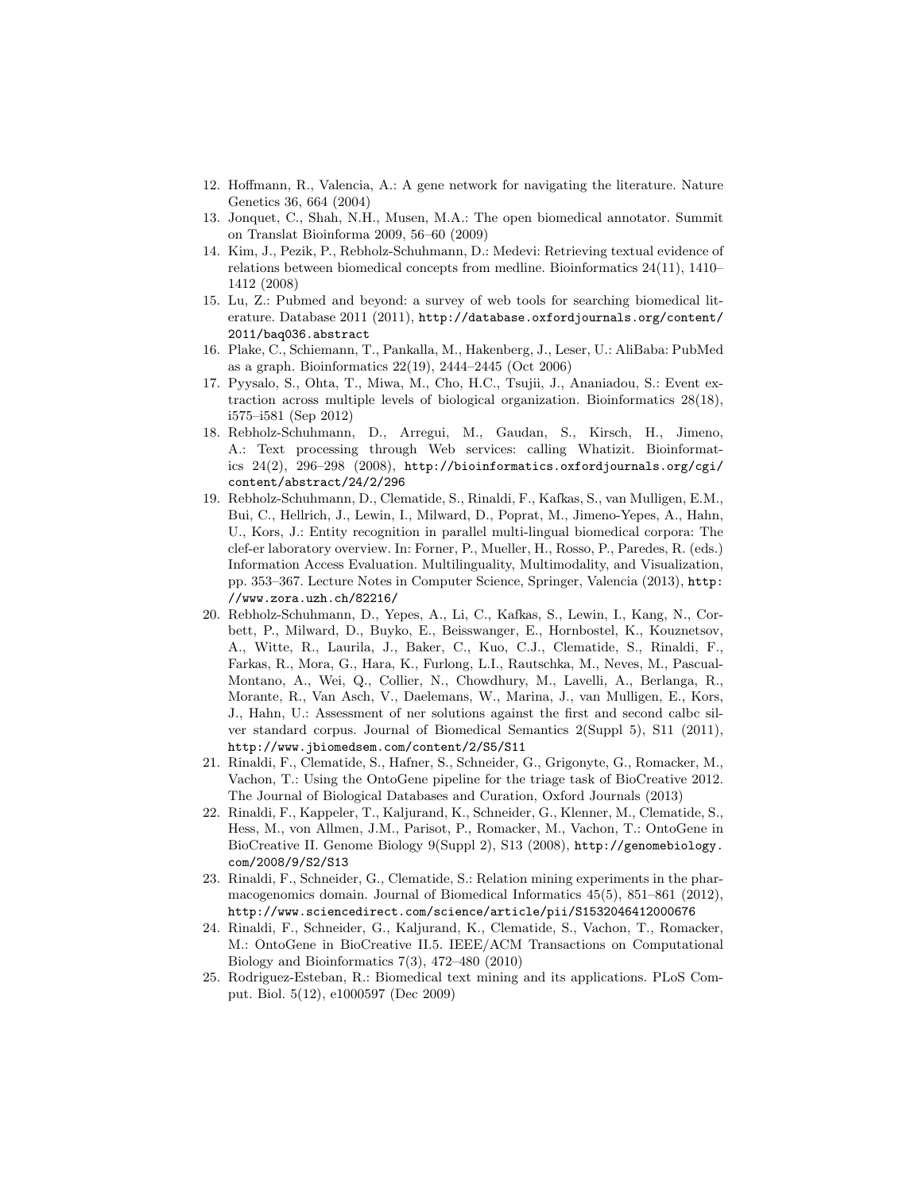12. Hoffmann, R., Valencia, A.: A gene network for navigating the literature. Nature Genetics 36, 664 (2004)
13. Jonquet, C., Shah, N.H., Musen, M.A.: The open biomedical annotator. Summit on Translat Bioinforma 2009, 56–60 (2009)
14. Kim, J., Pezik, P., Rebholz-Schuhmann, D.: Medevi: Retrieving textual evidence of relations between biomedical concepts from medline. Bioinformatics 24(11), 1410–1412 (2008)
15. Lu, Z.: Pubmed and beyond: a survey of web tools for searching biomedical literature. Database 2011 (2011), `http://database.oxfordjournals.org/content/2011/baq036.abstract`
16. Plake, C., Schiemann, T., Pankalla, M., Hakenberg, J., Leser, U.: AliBaba: PubMed as a graph. Bioinformatics 22(19), 2444–2445 (Oct 2006)
17. Pyysalo, S., Ohta, T., Miwa, M., Cho, H.C., Tsujii, J., Ananiadou, S.: Event extraction across multiple levels of biological organization. Bioinformatics 28(18), i575–i581 (Sep 2012)
18. Rebholz-Schuhmann, D., Arregui, M., Gaudan, S., Kirsch, H., Jimeno, A.: Text processing through Web services: calling Whatizit. Bioinformatics 24(2), 296–298 (2008), `http://bioinformatics.oxfordjournals.org/cgi/content/abstract/24/2/296`
19. Rebholz-Schuhmann, D., Clematide, S., Rinaldi, F., Kafkas, S., van Mulligen, E.M., Bui, C., Hellrich, J., Lewin, I., Milward, D., Poprat, M., Jimeno-Yepes, A., Hahn, U., Kors, J.: Entity recognition in parallel multi-lingual biomedical corpora: The clef-er laboratory overview. In: Forner, P., Mueller, H., Rosso, P., Paredes, R. (eds.) Information Access Evaluation. Multilinguality, Multimodality, and Visualization, pp. 353–367. Lecture Notes in Computer Science, Springer, Valencia (2013), `http://www.zora.uzh.ch/82216/`
20. Rebholz-Schuhmann, D., Yepes, A., Li, C., Kafkas, S., Lewin, I., Kang, N., Corbett, P., Milward, D., Buyko, E., Beisswanger, E., Hornbostel, K., Kouznetsov, A., Witte, R., Laurila, J., Baker, C., Kuo, C.J., Clematide, S., Rinaldi, F., Farkas, R., Mora, G., Hara, K., Furlong, L.I., Rautschka, M., Neves, M., Pascual-Montano, A., Wei, Q., Collier, N., Chowdhury, M., Lavelli, A., Berlanga, R., Morante, R., Van Asch, V., Daelemans, W., Marina, J., van Mulligen, E., Kors, J., Hahn, U.: Assessment of ner solutions against the first and second calbc silver standard corpus. Journal of Biomedical Semantics 2(Suppl 5), S11 (2011), `http://www.jbiomedsem.com/content/2/S5/S11`
21. Rinaldi, F., Clematide, S., Hafner, S., Schneider, G., Grigonyte, G., Romacker, M., Vachon, T.: Using the OntoGene pipeline for the triage task of BioCreative 2012. The Journal of Biological Databases and Curation, Oxford Journals (2013)
22. Rinaldi, F., Kappeler, T., Kaljurand, K., Schneider, G., Klenner, M., Clematide, S., Hess, M., von Allmen, J.M., Parisot, P., Romacker, M., Vachon, T.: OntoGene in BioCreative II. Genome Biology 9(Suppl 2), S13 (2008), `http://genomebiology.com/2008/9/S2/S13`
23. Rinaldi, F., Schneider, G., Clematide, S.: Relation mining experiments in the pharmacogenomics domain. Journal of Biomedical Informatics 45(5), 851–861 (2012), `http://www.sciencedirect.com/science/article/pii/S1532046412000676`
24. Rinaldi, F., Schneider, G., Kaljurand, K., Clematide, S., Vachon, T., Romacker, M.: OntoGene in BioCreative II.5. IEEE/ACM Transactions on Computational Biology and Bioinformatics 7(3), 472–480 (2010)
25. Rodriguez-Esteban, R.: Biomedical text mining and its applications. PLoS Comput. Biol. 5(12), e1000597 (Dec 2009)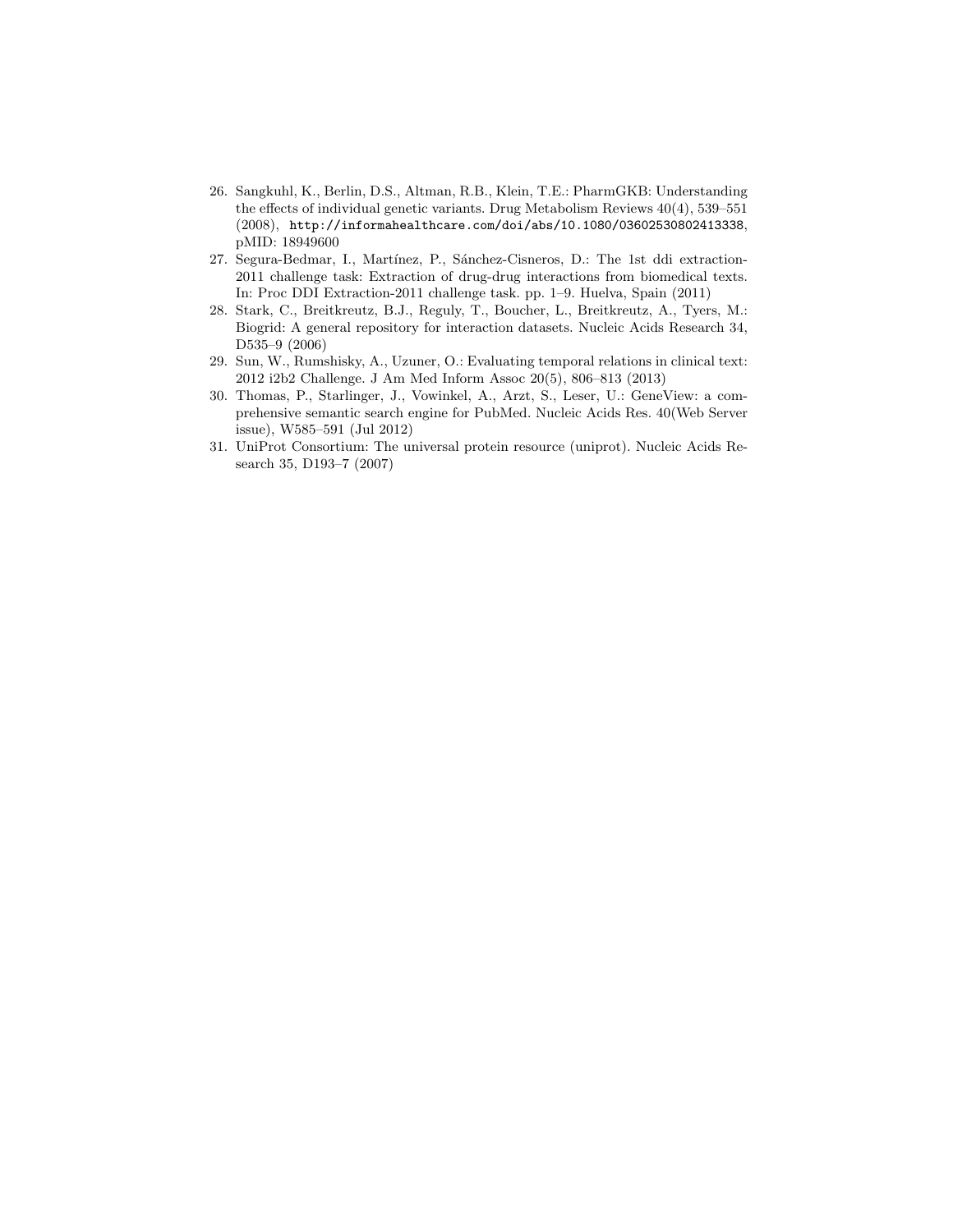26. Sangkuhl, K., Berlin, D.S., Altman, R.B., Klein, T.E.: PharmGKB: Understanding the effects of individual genetic variants. Drug Metabolism Reviews 40(4), 539–551 (2008), http://informahealthcare.com/doi/abs/10.1080/03602530802413338, pMID: 18949600
27. Segura-Bedmar, I., Martínez, P., Sánchez-Cisneros, D.: The 1st ddi extraction-2011 challenge task: Extraction of drug-drug interactions from biomedical texts. In: Proc DDI Extraction-2011 challenge task. pp. 1–9. Huelva, Spain (2011)
28. Stark, C., Breitkreutz, B.J., Reguly, T., Boucher, L., Breitkreutz, A., Tyers, M.: Biogrid: A general repository for interaction datasets. Nucleic Acids Research 34, D535–9 (2006)
29. Sun, W., Rumshisky, A., Uzuner, O.: Evaluating temporal relations in clinical text: 2012 i2b2 Challenge. J Am Med Inform Assoc 20(5), 806–813 (2013)
30. Thomas, P., Starlinger, J., Vowinkel, A., Arzt, S., Leser, U.: GeneView: a comprehensive semantic search engine for PubMed. Nucleic Acids Res. 40(Web Server issue), W585–591 (Jul 2012)
31. UniProt Consortium: The universal protein resource (uniprot). Nucleic Acids Research 35, D193–7 (2007)